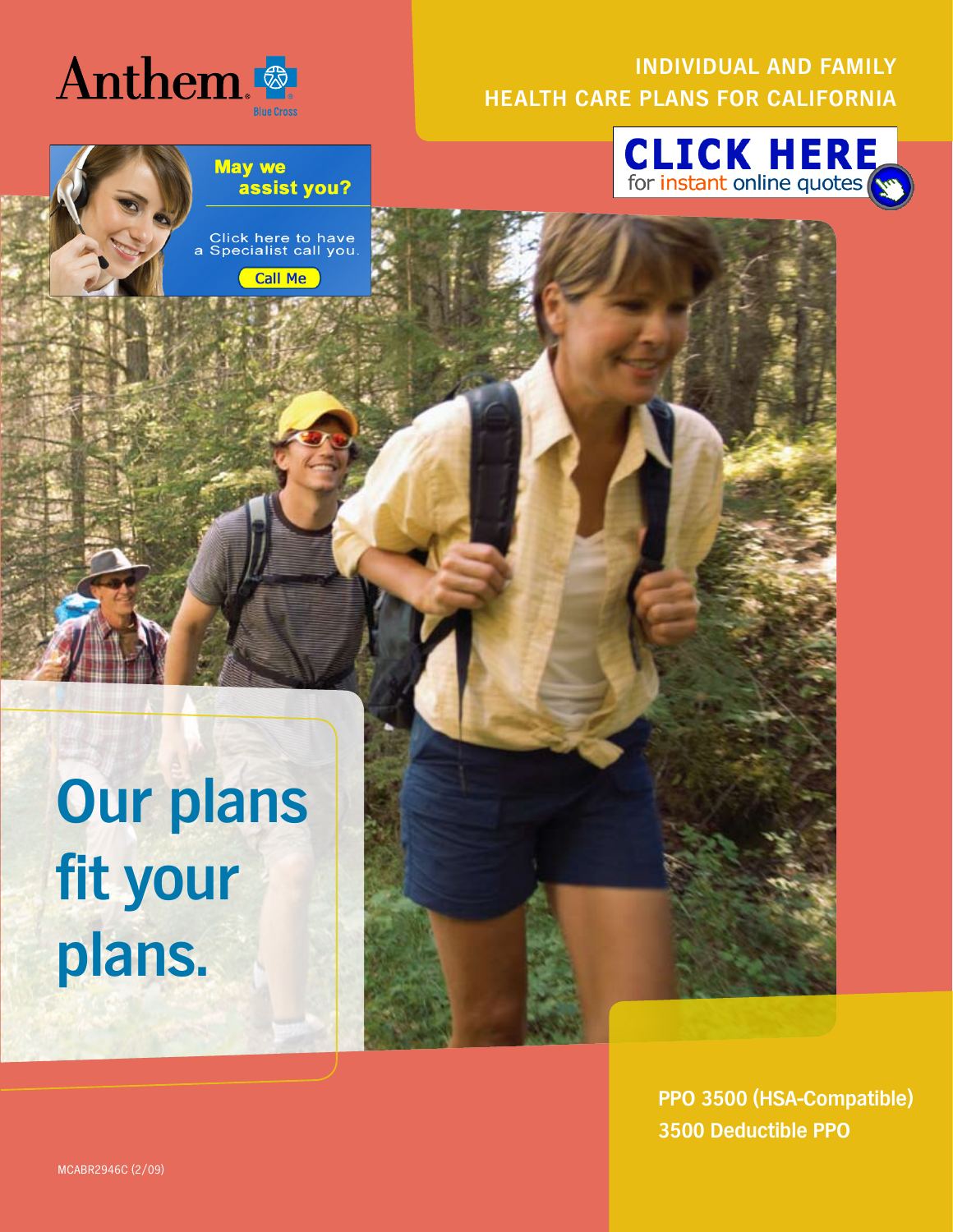Anthem Blue Cross

# INDIVIDUAL AND FAMILY HEALTH CARE PLANS FOR CALIFORNIA

**CLICK HERE** for instant online quotes

**May we assist you?**

Click here to have a Specialist call you.

Call Me

## Our plans fit your plans.

**PPO 3500 (HSA-Compatible)**
**3500 Deductible PPO**

MCABR2946C (2/09)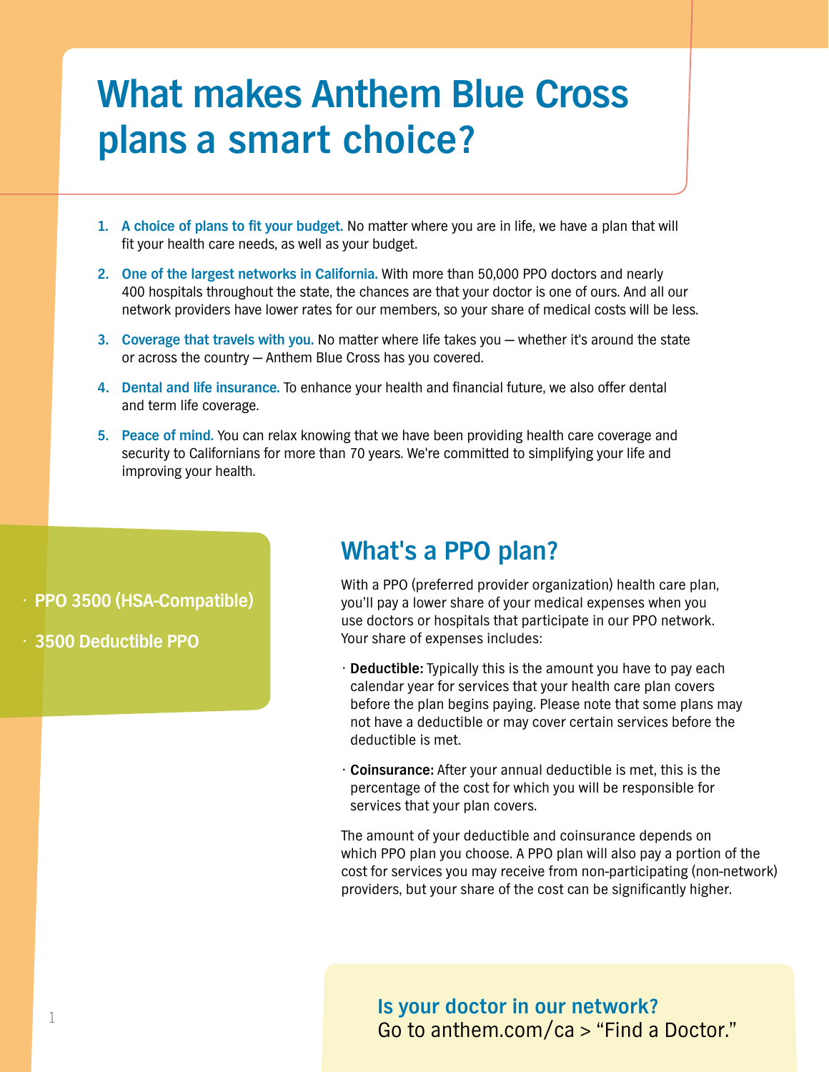# What makes Anthem Blue Cross plans a smart choice?

1. **A choice of plans to fit your budget.** No matter where you are in life, we have a plan that will fit your health care needs, as well as your budget.
2. **One of the largest networks in California.** With more than 50,000 PPO doctors and nearly 400 hospitals throughout the state, the chances are that your doctor is one of ours. And all our network providers have lower rates for our members, so your share of medical costs will be less.
3. **Coverage that travels with you.** No matter where life takes you — whether it's around the state or across the country — Anthem Blue Cross has you covered.
4. **Dental and life insurance.** To enhance your health and financial future, we also offer dental and term life coverage.
5. **Peace of mind.** You can relax knowing that we have been providing health care coverage and security to Californians for more than 70 years. We're committed to simplifying your life and improving your health.

- **PPO 3500 (HSA-Compatible)**
- **3500 Deductible PPO**

## What's a PPO plan?

With a PPO (preferred provider organization) health care plan, you'll pay a lower share of your medical expenses when you use doctors or hospitals that participate in our PPO network. Your share of expenses includes:

- **Deductible:** Typically this is the amount you have to pay each calendar year for services that your health care plan covers before the plan begins paying. Please note that some plans may not have a deductible or may cover certain services before the deductible is met.
- **Coinsurance:** After your annual deductible is met, this is the percentage of the cost for which you will be responsible for services that your plan covers.

The amount of your deductible and coinsurance depends on which PPO plan you choose. A PPO plan will also pay a portion of the cost for services you may receive from non-participating (non-network) providers, but your share of the cost can be significantly higher.

### Is your doctor in our network?

Go to anthem.com/ca > "Find a Doctor."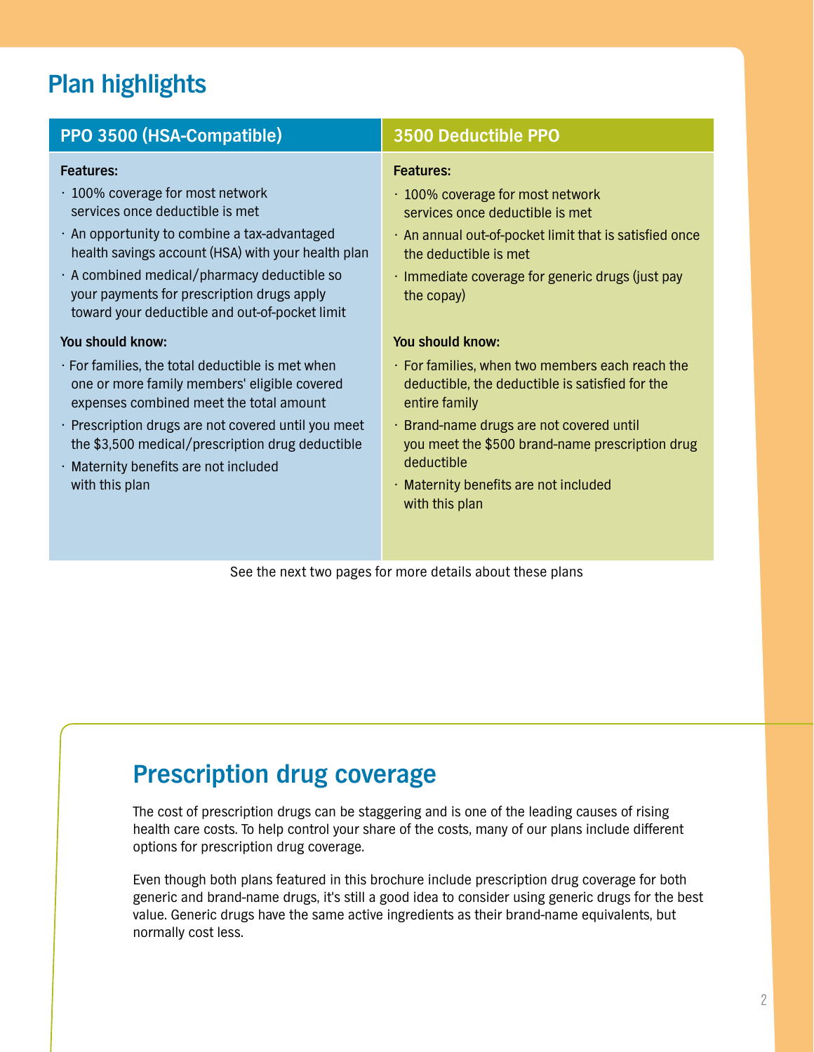# Plan highlights

## PPO 3500 (HSA-Compatible)

**Features:**

- 100% coverage for most network services once deductible is met
- An opportunity to combine a tax-advantaged health savings account (HSA) with your health plan
- A combined medical/pharmacy deductible so your payments for prescription drugs apply toward your deductible and out-of-pocket limit

**You should know:**

- For families, the total deductible is met when one or more family members' eligible covered expenses combined meet the total amount
- Prescription drugs are not covered until you meet the $3,500 medical/prescription drug deductible
- Maternity benefits are not included with this plan

## 3500 Deductible PPO

**Features:**

- 100% coverage for most network services once deductible is met
- An annual out-of-pocket limit that is satisfied once the deductible is met
- Immediate coverage for generic drugs (just pay the copay)

**You should know:**

- For families, when two members each reach the deductible, the deductible is satisfied for the entire family
- Brand-name drugs are not covered until you meet the $500 brand-name prescription drug deductible
- Maternity benefits are not included with this plan

See the next two pages for more details about these plans

# Prescription drug coverage

The cost of prescription drugs can be staggering and is one of the leading causes of rising health care costs. To help control your share of the costs, many of our plans include different options for prescription drug coverage.

Even though both plans featured in this brochure include prescription drug coverage for both generic and brand-name drugs, it's still a good idea to consider using generic drugs for the best value. Generic drugs have the same active ingredients as their brand-name equivalents, but normally cost less.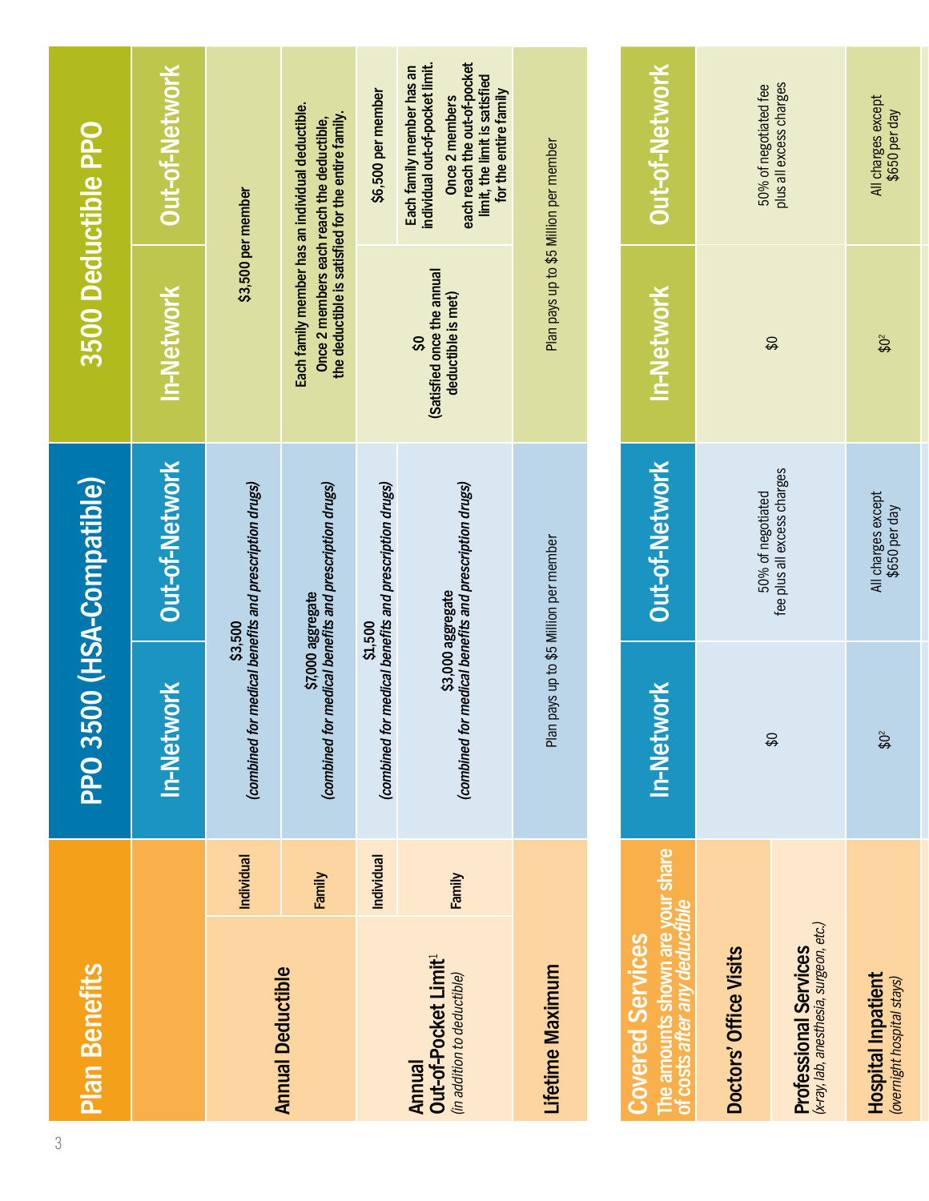| Plan Benefits | | PPO 3500 (HSA-Compatible) In-Network | PPO 3500 (HSA-Compatible) Out-of-Network | 3500 Deductible PPO In-Network | 3500 Deductible PPO Out-of-Network |
|---|---|---|---|---|---|
| **Annual Deductible** | Individual | $3,500 *(combined for medical benefits and prescription drugs)* | | $3,500 per member | |
| | Family | $7,000 aggregate *(combined for medical benefits and prescription drugs)* | | Each family member has an individual deductible. Once 2 members each reach the deductible, the deductible is satisfied for the entire family. | |
| **Annual Out-of-Pocket Limit**[1] *(in addition to deductible)* | Individual | $1,500 *(combined for medical benefits and prescription drugs)* | | $0 (Satisfied once the annual deductible is met) | $6,500 per member |
| | Family | $3,000 aggregate *(combined for medical benefits and prescription drugs)* | | | Each family member has an individual out-of-pocket limit. Once 2 members each reach the out-of-pocket limit, the limit is satisfied for the entire family |
| **Lifetime Maximum** | | Plan pays up to $5 Million per member | | Plan pays up to $5 Million per member | |

| **Covered Services** The amounts shown are your share of costs *after any deductible* | PPO 3500 (HSA-Compatible) In-Network | PPO 3500 (HSA-Compatible) Out-of-Network | 3500 Deductible PPO In-Network | 3500 Deductible PPO Out-of-Network |
|---|---|---|---|---|
| **Doctors' Office Visits** | $0 | 50% of negotiated fee plus all excess charges | $0 | 50% of negotiated fee plus all excess charges |
| **Professional Services** *(x-ray, lab, anesthesia, surgeon, etc.)* | | | | |
| **Hospital Inpatient** *(overnight hospital stays)* | $0[2] | All charges except $650 per day | $0[2] | All charges except $650 per day |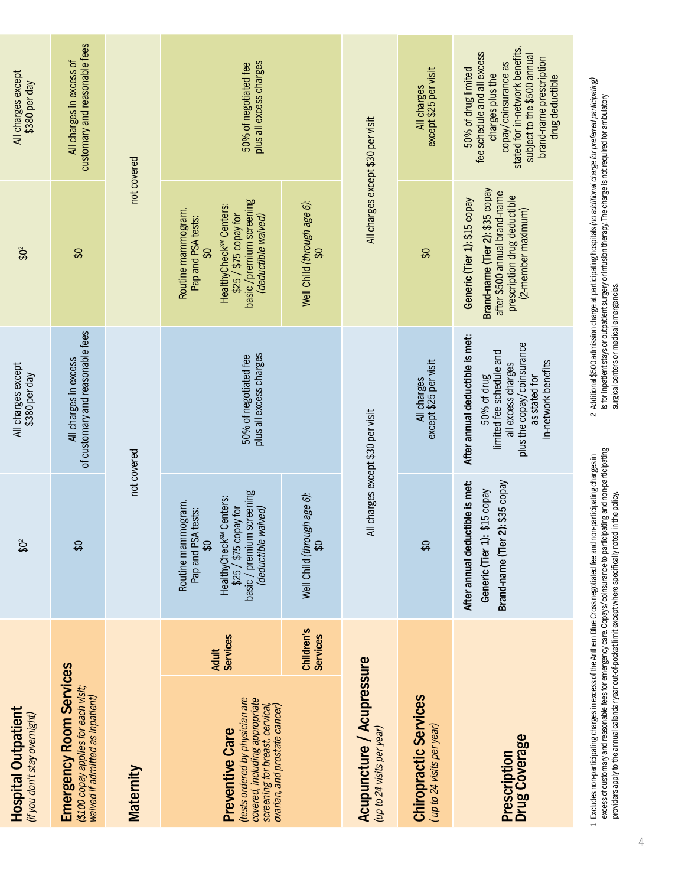| Service | | | | |
|---|---|---|---|---|
| **Hospital Outpatient** *(if you don't stay overnight)* | $0[2] | All charges except $380 per day | $0[2] | All charges except $380 per day |
| **Emergency Room Services** *($100 copay applies for each visit; waived if admitted as inpatient)* | $0 | All charges in excess of customary and reasonable fees | $0 | All charges in excess of customary and reasonable fees |
| **Maternity** | not covered | not covered | not covered | not covered |
| **Preventive Care** *(tests ordered by physician are covered, including appropriate screening for breast, cervical, ovarian, and prostate cancer)* — **Adult Services** | Routine mammogram, Pap and PSA tests: $0<br>HealthyCheck℠ Centers: $25 / $75 copay for basic / premium screening *(deductible waived)* | 50% of negotiated fee plus all excess charges | Routine mammogram, Pap and PSA tests: $0<br>HealthyCheck℠ Centers: $25 / $75 copay for basic / premium screening *(deductible waived)* | 50% of negotiated fee plus all excess charges |
| **Preventive Care** — **Children's Services** | Well Child *(through age 6)*: $0 | 50% of negotiated fee plus all excess charges | Well Child *(through age 6)*: $0 | 50% of negotiated fee plus all excess charges |
| **Acupuncture / Acupressure** *(up to 24 visits per year)* | All charges except $30 per visit | All charges except $30 per visit | All charges except $30 per visit | All charges except $30 per visit |
| **Chiropractic Services** *(up to 24 visits per year)* | $0 | All charges except $25 per visit | $0 | All charges except $25 per visit |
| **Prescription Drug Coverage** | **After annual deductible is met:**<br>**Generic (Tier 1):** $15 copay<br>**Brand-name (Tier 2):** $35 copay | **After annual deductible is met:**<br>50% of drug limited fee schedule and all excess charges plus the copay/coinsurance as stated for in-network benefits | **Generic (Tier 1):** $15 copay<br>**Brand-name (Tier 2):** $35 copay after $500 annual brand-name prescription drug deductible (2-member maximum) | 50% of drug limited fee schedule and all excess charges plus the copay/coinsurance as stated for in-network benefits, subject to the $500 annual brand-name prescription drug deductible |

1 Excludes non-participating charges in excess of the Anthem Blue Cross negotiated fee and non-participating charges in excess of customary and reasonable fees for emergency care. Copays/coinsurance to participating and non-participating providers apply to the annual calendar year out-of-pocket limit except where specifically noted in the policy.

2 Additional $500 admission charge at participating hospitals *(no additional charge for preferred participating)* is for inpatient stays or outpatient surgery or infusion therapy. The charge is not required for ambulatory surgical centers or medical emergencies.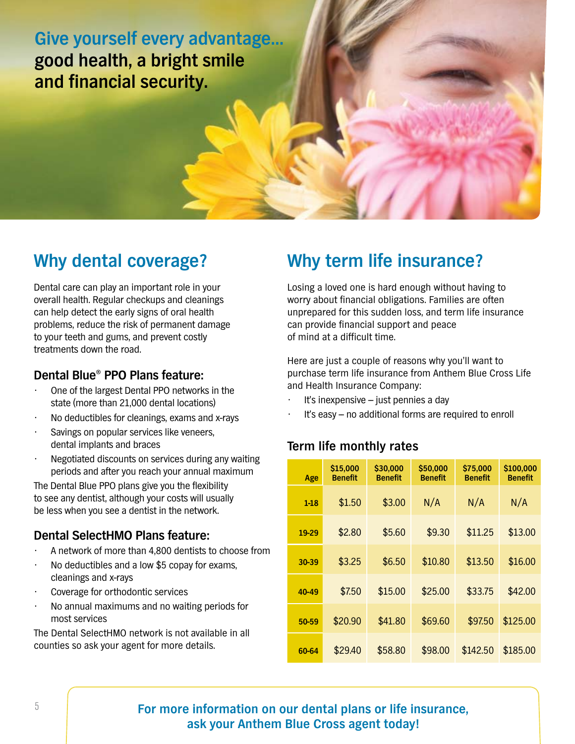## Give yourself every advantage... good health, a bright smile and financial security.

## Why dental coverage?

Dental care can play an important role in your overall health. Regular checkups and cleanings can help detect the early signs of oral health problems, reduce the risk of permanent damage to your teeth and gums, and prevent costly treatments down the road.

### Dental Blue® PPO Plans feature:

- One of the largest Dental PPO networks in the state (more than 21,000 dental locations)
- No deductibles for cleanings, exams and x-rays
- Savings on popular services like veneers, dental implants and braces
- Negotiated discounts on services during any waiting periods and after you reach your annual maximum

The Dental Blue PPO plans give you the flexibility to see any dentist, although your costs will usually be less when you see a dentist in the network.

### Dental SelectHMO Plans feature:

- A network of more than 4,800 dentists to choose from
- No deductibles and a low $5 copay for exams, cleanings and x-rays
- Coverage for orthodontic services
- No annual maximums and no waiting periods for most services

The Dental SelectHMO network is not available in all counties so ask your agent for more details.

## Why term life insurance?

Losing a loved one is hard enough without having to worry about financial obligations. Families are often unprepared for this sudden loss, and term life insurance can provide financial support and peace of mind at a difficult time.

Here are just a couple of reasons why you'll want to purchase term life insurance from Anthem Blue Cross Life and Health Insurance Company:

- It's inexpensive – just pennies a day
- It's easy – no additional forms are required to enroll

### Term life monthly rates

| Age | $15,000 Benefit | $30,000 Benefit | $50,000 Benefit | $75,000 Benefit | $100,000 Benefit |
|---|---|---|---|---|---|
| 1-18 | $1.50 | $3.00 | N/A | N/A | N/A |
| 19-29 | $2.80 | $5.60 | $9.30 | $11.25 | $13.00 |
| 30-39 | $3.25 | $6.50 | $10.80 | $13.50 | $16.00 |
| 40-49 | $7.50 | $15.00 | $25.00 | $33.75 | $42.00 |
| 50-59 | $20.90 | $41.80 | $69.60 | $97.50 | $125.00 |
| 60-64 | $29.40 | $58.80 | $98.00 | $142.50 | $185.00 |

**For more information on our dental plans or life insurance, ask your Anthem Blue Cross agent today!**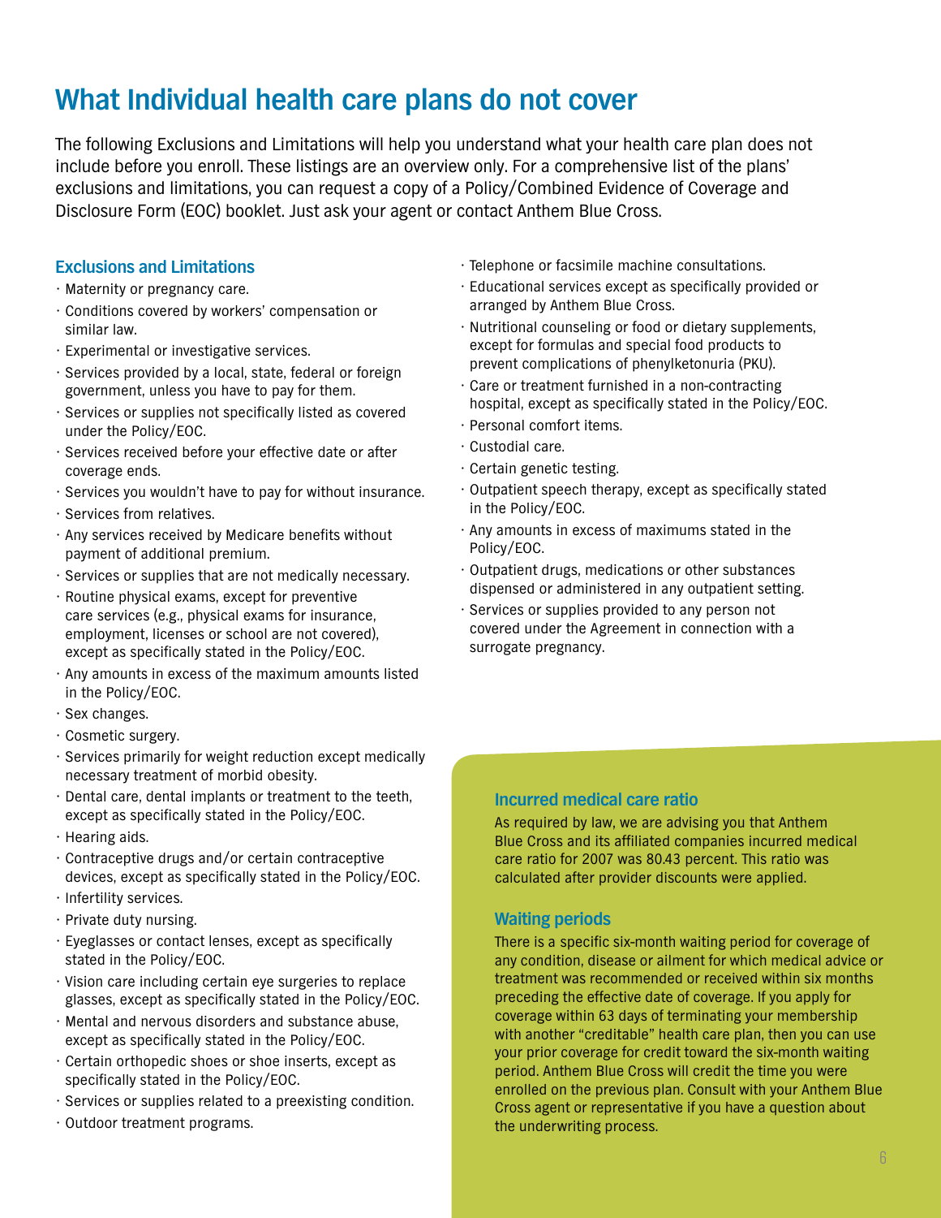# What Individual health care plans do not cover

The following Exclusions and Limitations will help you understand what your health care plan does not include before you enroll. These listings are an overview only. For a comprehensive list of the plans' exclusions and limitations, you can request a copy of a Policy/Combined Evidence of Coverage and Disclosure Form (EOC) booklet. Just ask your agent or contact Anthem Blue Cross.

## Exclusions and Limitations

- Maternity or pregnancy care.
- Conditions covered by workers' compensation or similar law.
- Experimental or investigative services.
- Services provided by a local, state, federal or foreign government, unless you have to pay for them.
- Services or supplies not specifically listed as covered under the Policy/EOC.
- Services received before your effective date or after coverage ends.
- Services you wouldn't have to pay for without insurance.
- Services from relatives.
- Any services received by Medicare benefits without payment of additional premium.
- Services or supplies that are not medically necessary.
- Routine physical exams, except for preventive care services (e.g., physical exams for insurance, employment, licenses or school are not covered), except as specifically stated in the Policy/EOC.
- Any amounts in excess of the maximum amounts listed in the Policy/EOC.
- Sex changes.
- Cosmetic surgery.
- Services primarily for weight reduction except medically necessary treatment of morbid obesity.
- Dental care, dental implants or treatment to the teeth, except as specifically stated in the Policy/EOC.
- Hearing aids.
- Contraceptive drugs and/or certain contraceptive devices, except as specifically stated in the Policy/EOC.
- Infertility services.
- Private duty nursing.
- Eyeglasses or contact lenses, except as specifically stated in the Policy/EOC.
- Vision care including certain eye surgeries to replace glasses, except as specifically stated in the Policy/EOC.
- Mental and nervous disorders and substance abuse, except as specifically stated in the Policy/EOC.
- Certain orthopedic shoes or shoe inserts, except as specifically stated in the Policy/EOC.
- Services or supplies related to a preexisting condition.
- Outdoor treatment programs.
- Telephone or facsimile machine consultations.
- Educational services except as specifically provided or arranged by Anthem Blue Cross.
- Nutritional counseling or food or dietary supplements, except for formulas and special food products to prevent complications of phenylketonuria (PKU).
- Care or treatment furnished in a non-contracting hospital, except as specifically stated in the Policy/EOC.
- Personal comfort items.
- Custodial care.
- Certain genetic testing.
- Outpatient speech therapy, except as specifically stated in the Policy/EOC.
- Any amounts in excess of maximums stated in the Policy/EOC.
- Outpatient drugs, medications or other substances dispensed or administered in any outpatient setting.
- Services or supplies provided to any person not covered under the Agreement in connection with a surrogate pregnancy.

### Incurred medical care ratio

As required by law, we are advising you that Anthem Blue Cross and its affiliated companies incurred medical care ratio for 2007 was 80.43 percent. This ratio was calculated after provider discounts were applied.

### Waiting periods

There is a specific six-month waiting period for coverage of any condition, disease or ailment for which medical advice or treatment was recommended or received within six months preceding the effective date of coverage. If you apply for coverage within 63 days of terminating your membership with another "creditable" health care plan, then you can use your prior coverage for credit toward the six-month waiting period. Anthem Blue Cross will credit the time you were enrolled on the previous plan. Consult with your Anthem Blue Cross agent or representative if you have a question about the underwriting process.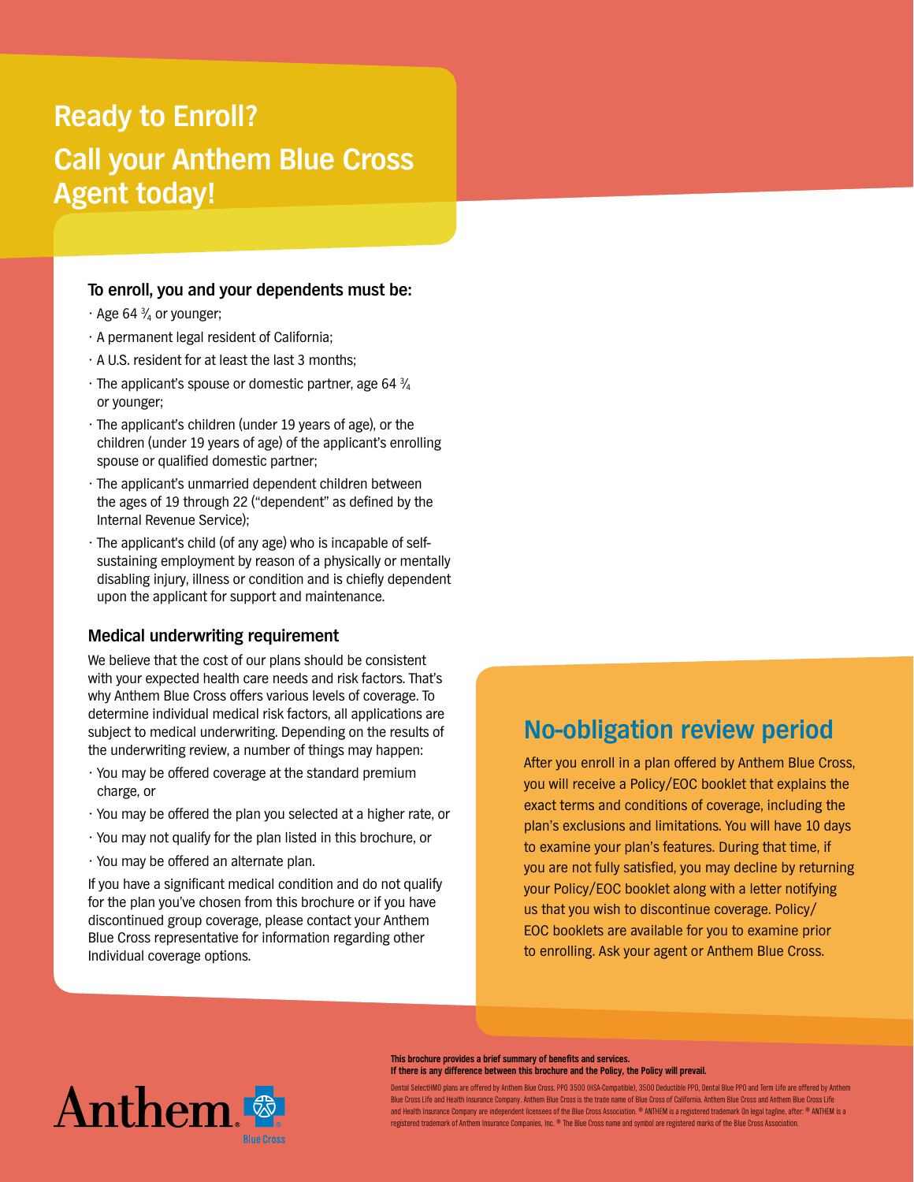# Ready to Enroll?

# Call your Anthem Blue Cross Agent today!

### To enroll, you and your dependents must be:

- Age 64 ¾ or younger;
- A permanent legal resident of California;
- A U.S. resident for at least the last 3 months;
- The applicant's spouse or domestic partner, age 64 ¾ or younger;
- The applicant's children (under 19 years of age), or the children (under 19 years of age) of the applicant's enrolling spouse or qualified domestic partner;
- The applicant's unmarried dependent children between the ages of 19 through 22 ("dependent" as defined by the Internal Revenue Service);
- The applicant's child (of any age) who is incapable of self-sustaining employment by reason of a physically or mentally disabling injury, illness or condition and is chiefly dependent upon the applicant for support and maintenance.

### Medical underwriting requirement

We believe that the cost of our plans should be consistent with your expected health care needs and risk factors. That's why Anthem Blue Cross offers various levels of coverage. To determine individual medical risk factors, all applications are subject to medical underwriting. Depending on the results of the underwriting review, a number of things may happen:

- You may be offered coverage at the standard premium charge, or
- You may be offered the plan you selected at a higher rate, or
- You may not qualify for the plan listed in this brochure, or
- You may be offered an alternate plan.

If you have a significant medical condition and do not qualify for the plan you've chosen from this brochure or if you have discontinued group coverage, please contact your Anthem Blue Cross representative for information regarding other Individual coverage options.

## No-obligation review period

After you enroll in a plan offered by Anthem Blue Cross, you will receive a Policy/EOC booklet that explains the exact terms and conditions of coverage, including the plan's exclusions and limitations. You will have 10 days to examine your plan's features. During that time, if you are not fully satisfied, you may decline by returning your Policy/EOC booklet along with a letter notifying us that you wish to discontinue coverage. Policy/EOC booklets are available for you to examine prior to enrolling. Ask your agent or Anthem Blue Cross.

Anthem Blue Cross

**This brochure provides a brief summary of benefits and services.**
**If there is any difference between this brochure and the Policy, the Policy will prevail.**

Dental SelectHMO plans are offered by Anthem Blue Cross. PPO 3500 (HSA-Compatible), 3500 Deductible PPO, Dental Blue PPO and Term Life are offered by Anthem Blue Cross Life and Health Insurance Company. Anthem Blue Cross is the trade name of Blue Cross of California. Anthem Blue Cross and Anthem Blue Cross Life and Health Insurance Company are independent licensees of the Blue Cross Association. ® ANTHEM is a registered trademark On legal tagline, after: ® ANTHEM is a registered trademark of Anthem Insurance Companies, Inc. ® The Blue Cross name and symbol are registered marks of the Blue Cross Association.